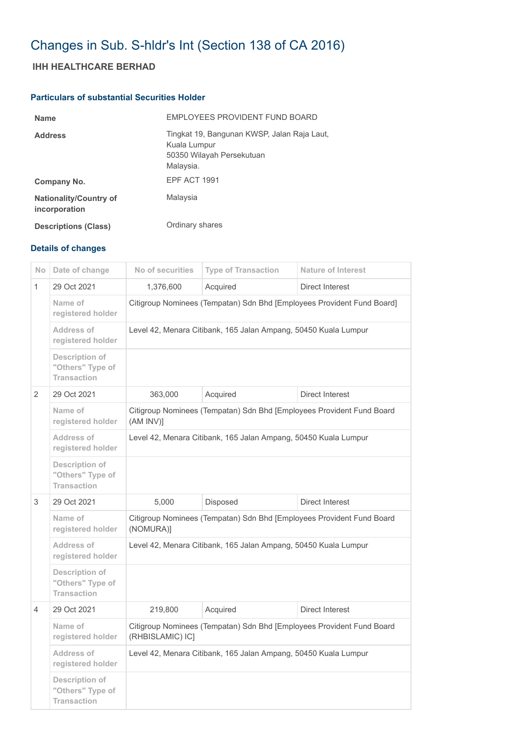# Changes in Sub. S-hldr's Int (Section 138 of CA 2016)

## IHH HEALTHCARE BERHAD

### Particulars of substantial Securities Holder

| | |
|---|---|
| **Name** | EMPLOYEES PROVIDENT FUND BOARD |
| **Address** | Tingkat 19, Bangunan KWSP, Jalan Raja Laut,<br>Kuala Lumpur<br>50350 Wilayah Persekutuan<br>Malaysia. |
| **Company No.** | EPF ACT 1991 |
| **Nationality/Country of incorporation** | Malaysia |
| **Descriptions (Class)** | Ordinary shares |

### Details of changes

| No | Date of change | No of securities | Type of Transaction | Nature of Interest |
|---|---|---|---|---|
| 1 | 29 Oct 2021 | 1,376,600 | Acquired | Direct Interest |
| | Name of registered holder | Citigroup Nominees (Tempatan) Sdn Bhd [Employees Provident Fund Board] | | |
| | Address of registered holder | Level 42, Menara Citibank, 165 Jalan Ampang, 50450 Kuala Lumpur | | |
| | Description of "Others" Type of Transaction | | | |
| 2 | 29 Oct 2021 | 363,000 | Acquired | Direct Interest |
| | Name of registered holder | Citigroup Nominees (Tempatan) Sdn Bhd [Employees Provident Fund Board (AM INV)] | | |
| | Address of registered holder | Level 42, Menara Citibank, 165 Jalan Ampang, 50450 Kuala Lumpur | | |
| | Description of "Others" Type of Transaction | | | |
| 3 | 29 Oct 2021 | 5,000 | Disposed | Direct Interest |
| | Name of registered holder | Citigroup Nominees (Tempatan) Sdn Bhd [Employees Provident Fund Board (NOMURA)] | | |
| | Address of registered holder | Level 42, Menara Citibank, 165 Jalan Ampang, 50450 Kuala Lumpur | | |
| | Description of "Others" Type of Transaction | | | |
| 4 | 29 Oct 2021 | 219,800 | Acquired | Direct Interest |
| | Name of registered holder | Citigroup Nominees (Tempatan) Sdn Bhd [Employees Provident Fund Board (RHBISLAMIC) IC] | | |
| | Address of registered holder | Level 42, Menara Citibank, 165 Jalan Ampang, 50450 Kuala Lumpur | | |
| | Description of "Others" Type of Transaction | | | |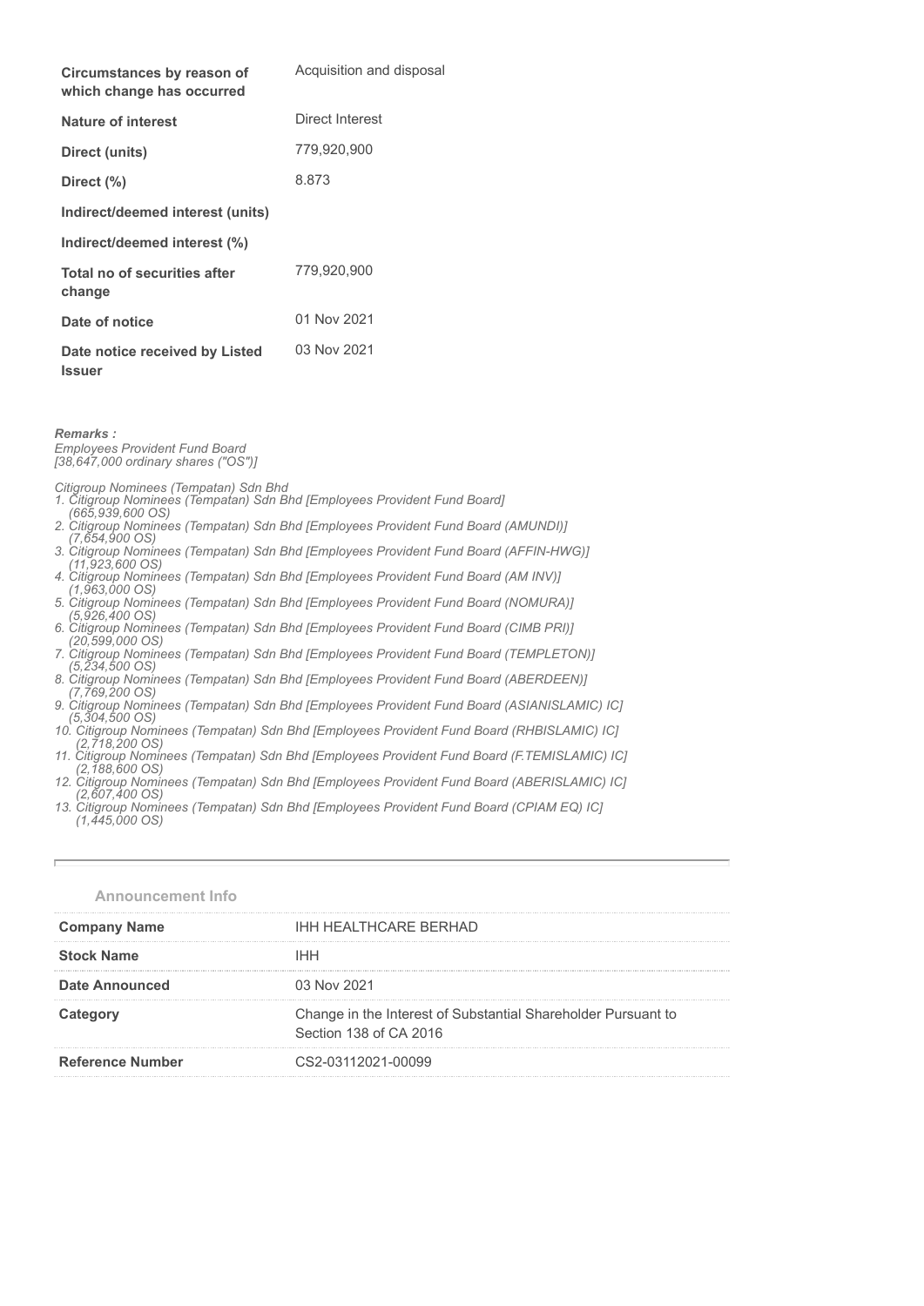| | |
|---|---|
| **Circumstances by reason of which change has occurred** | Acquisition and disposal |
| **Nature of interest** | Direct Interest |
| **Direct (units)** | 779,920,900 |
| **Direct (%)** | 8.873 |
| **Indirect/deemed interest (units)** | |
| **Indirect/deemed interest (%)** | |
| **Total no of securities after change** | 779,920,900 |
| **Date of notice** | 01 Nov 2021 |
| **Date notice received by Listed Issuer** | 03 Nov 2021 |

***Remarks :***

*Employees Provident Fund Board*
*[38,647,000 ordinary shares ("OS")]*

*Citigroup Nominees (Tempatan) Sdn Bhd*

1. *Citigroup Nominees (Tempatan) Sdn Bhd [Employees Provident Fund Board] (665,939,600 OS)*
2. *Citigroup Nominees (Tempatan) Sdn Bhd [Employees Provident Fund Board (AMUNDI)] (7,654,900 OS)*
3. *Citigroup Nominees (Tempatan) Sdn Bhd [Employees Provident Fund Board (AFFIN-HWG)] (11,923,600 OS)*
4. *Citigroup Nominees (Tempatan) Sdn Bhd [Employees Provident Fund Board (AM INV)] (1,963,000 OS)*
5. *Citigroup Nominees (Tempatan) Sdn Bhd [Employees Provident Fund Board (NOMURA)] (5,926,400 OS)*
6. *Citigroup Nominees (Tempatan) Sdn Bhd [Employees Provident Fund Board (CIMB PRI)] (20,599,000 OS)*
7. *Citigroup Nominees (Tempatan) Sdn Bhd [Employees Provident Fund Board (TEMPLETON)] (5,234,500 OS)*
8. *Citigroup Nominees (Tempatan) Sdn Bhd [Employees Provident Fund Board (ABERDEEN)] (7,769,200 OS)*
9. *Citigroup Nominees (Tempatan) Sdn Bhd [Employees Provident Fund Board (ASIANISLAMIC) IC] (5,304,500 OS)*
10. *Citigroup Nominees (Tempatan) Sdn Bhd [Employees Provident Fund Board (RHBISLAMIC) IC] (2,718,200 OS)*
11. *Citigroup Nominees (Tempatan) Sdn Bhd [Employees Provident Fund Board (F.TEMISLAMIC) IC] (2,188,600 OS)*
12. *Citigroup Nominees (Tempatan) Sdn Bhd [Employees Provident Fund Board (ABERISLAMIC) IC] (2,607,400 OS)*
13. *Citigroup Nominees (Tempatan) Sdn Bhd [Employees Provident Fund Board (CPIAM EQ) IC] (1,445,000 OS)*

---

### Announcement Info

| | |
|---|---|
| **Company Name** | IHH HEALTHCARE BERHAD |
| **Stock Name** | IHH |
| **Date Announced** | 03 Nov 2021 |
| **Category** | Change in the Interest of Substantial Shareholder Pursuant to Section 138 of CA 2016 |
| **Reference Number** | CS2-03112021-00099 |